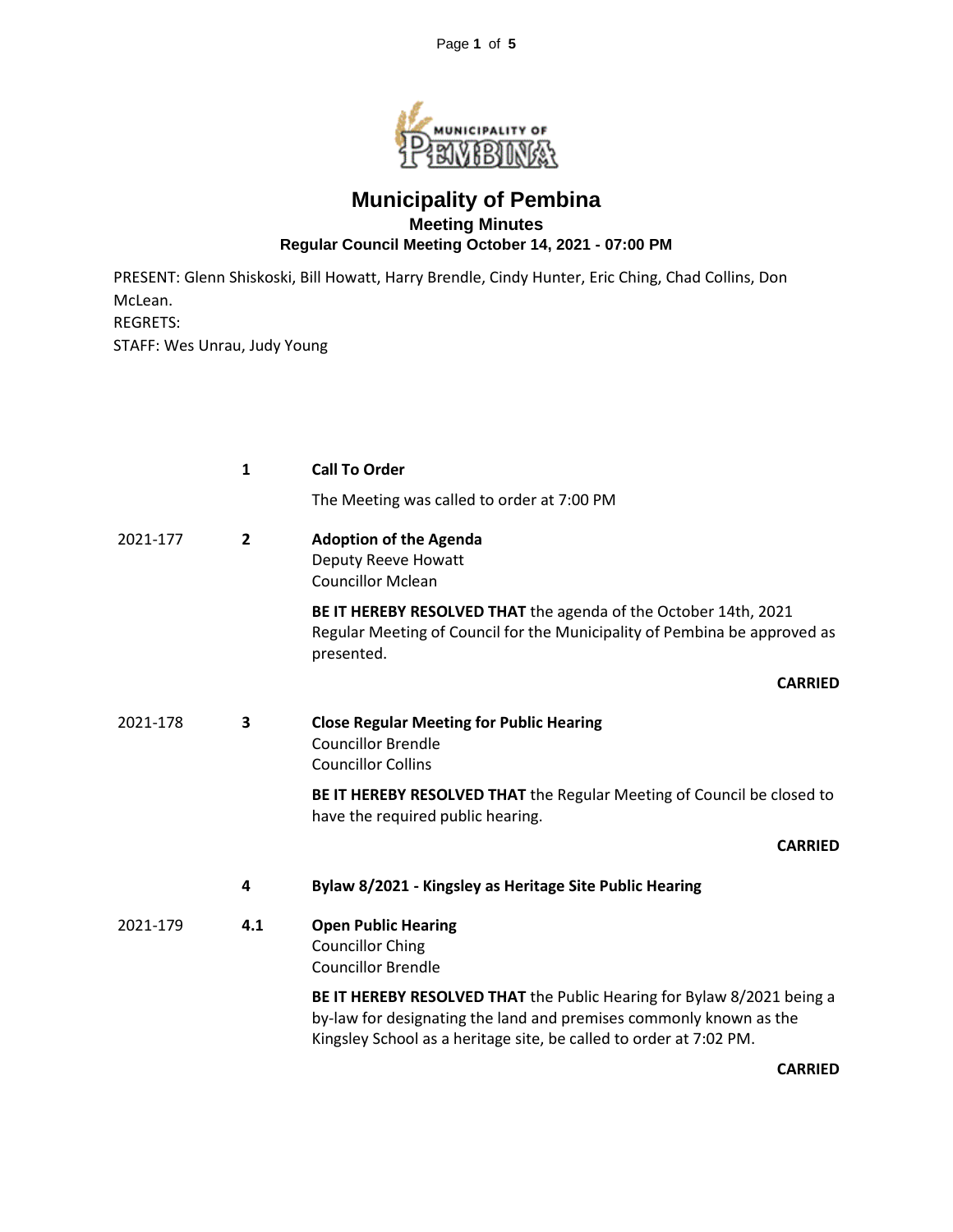# Municipality of Pembina

## Meeting Minutes

### Regular Council Meeting October 14, 2021 - 07:00 PM

PRESENT: Glenn Shiskoski, Bill Howatt, Harry Brendle, Cindy Hunter, Eric Ching, Chad Collins, Don McLean.
REGRETS:
STAFF: Wes Unrau, Judy Young

**1 Call To Order**

The Meeting was called to order at 7:00 PM

2021-177 **2 Adoption of the Agenda**
Deputy Reeve Howatt
Councillor Mclean

**BE IT HEREBY RESOLVED THAT** the agenda of the October 14th, 2021 Regular Meeting of Council for the Municipality of Pembina be approved as presented.

**CARRIED**

2021-178 **3 Close Regular Meeting for Public Hearing**
Councillor Brendle
Councillor Collins

**BE IT HEREBY RESOLVED THAT** the Regular Meeting of Council be closed to have the required public hearing.

**CARRIED**

**4 Bylaw 8/2021 - Kingsley as Heritage Site Public Hearing**

2021-179 **4.1 Open Public Hearing**
Councillor Ching
Councillor Brendle

**BE IT HEREBY RESOLVED THAT** the Public Hearing for Bylaw 8/2021 being a by-law for designating the land and premises commonly known as the Kingsley School as a heritage site, be called to order at 7:02 PM.

**CARRIED**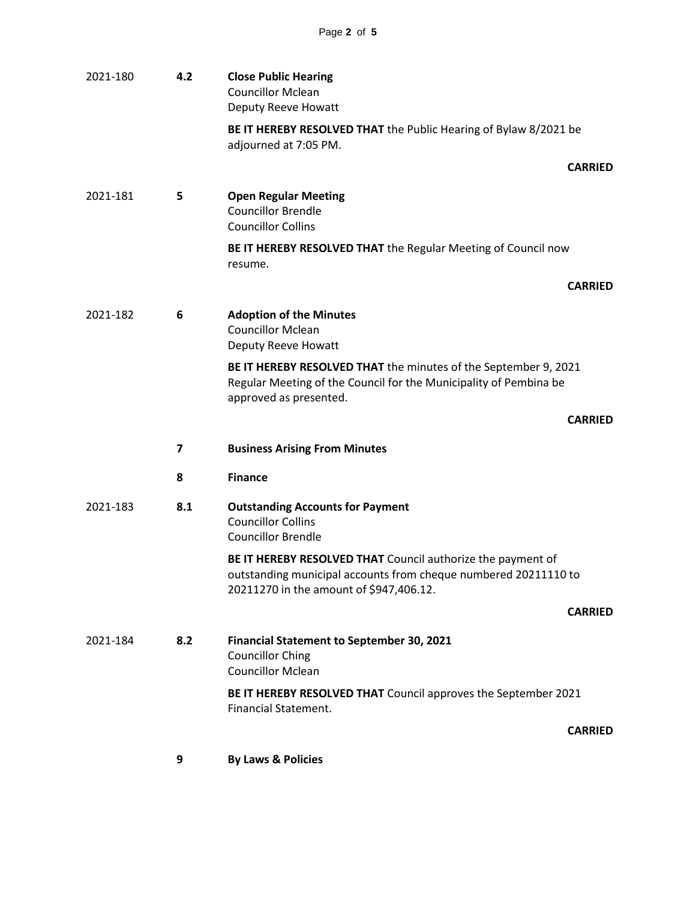2021-180 **4.2 Close Public Hearing**
Councillor Mclean
Deputy Reeve Howatt

**BE IT HEREBY RESOLVED THAT** the Public Hearing of Bylaw 8/2021 be adjourned at 7:05 PM.

**CARRIED**

2021-181 **5 Open Regular Meeting**
Councillor Brendle
Councillor Collins

**BE IT HEREBY RESOLVED THAT** the Regular Meeting of Council now resume.

**CARRIED**

2021-182 **6 Adoption of the Minutes**
Councillor Mclean
Deputy Reeve Howatt

**BE IT HEREBY RESOLVED THAT** the minutes of the September 9, 2021 Regular Meeting of the Council for the Municipality of Pembina be approved as presented.

**CARRIED**

**7 Business Arising From Minutes**

**8 Finance**

2021-183 **8.1 Outstanding Accounts for Payment**
Councillor Collins
Councillor Brendle

**BE IT HEREBY RESOLVED THAT** Council authorize the payment of outstanding municipal accounts from cheque numbered 20211110 to 20211270 in the amount of $947,406.12.

**CARRIED**

2021-184 **8.2 Financial Statement to September 30, 2021**
Councillor Ching
Councillor Mclean

**BE IT HEREBY RESOLVED THAT** Council approves the September 2021 Financial Statement.

**CARRIED**

**9 By Laws & Policies**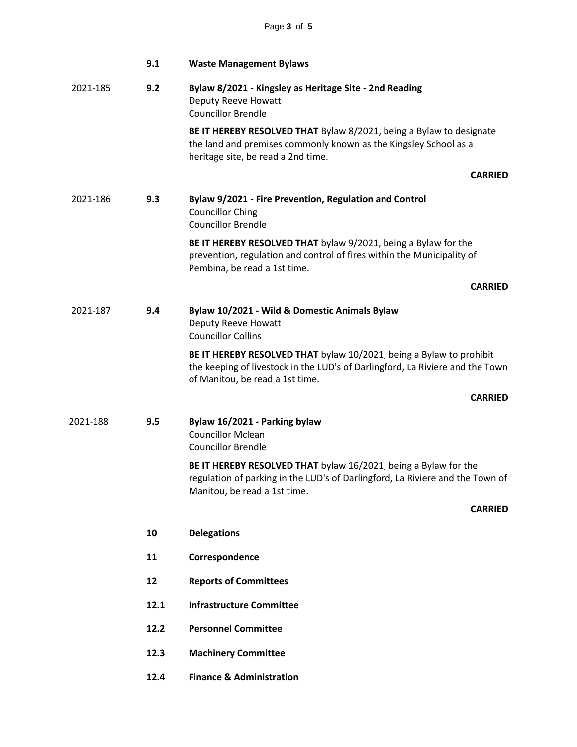**9.1 Waste Management Bylaws**

2021-185 **9.2 Bylaw 8/2021 - Kingsley as Heritage Site - 2nd Reading**

Deputy Reeve Howatt
Councillor Brendle

**BE IT HEREBY RESOLVED THAT** Bylaw 8/2021, being a Bylaw to designate the land and premises commonly known as the Kingsley School as a heritage site, be read a 2nd time.

**CARRIED**

2021-186 **9.3 Bylaw 9/2021 - Fire Prevention, Regulation and Control**

Councillor Ching
Councillor Brendle

**BE IT HEREBY RESOLVED THAT** bylaw 9/2021, being a Bylaw for the prevention, regulation and control of fires within the Municipality of Pembina, be read a 1st time.

**CARRIED**

2021-187 **9.4 Bylaw 10/2021 - Wild & Domestic Animals Bylaw**

Deputy Reeve Howatt
Councillor Collins

**BE IT HEREBY RESOLVED THAT** bylaw 10/2021, being a Bylaw to prohibit the keeping of livestock in the LUD's of Darlingford, La Riviere and the Town of Manitou, be read a 1st time.

**CARRIED**

2021-188 **9.5 Bylaw 16/2021 - Parking bylaw**

Councillor Mclean
Councillor Brendle

**BE IT HEREBY RESOLVED THAT** bylaw 16/2021, being a Bylaw for the regulation of parking in the LUD's of Darlingford, La Riviere and the Town of Manitou, be read a 1st time.

**CARRIED**

**10 Delegations**

**11 Correspondence**

**12 Reports of Committees**

**12.1 Infrastructure Committee**

**12.2 Personnel Committee**

**12.3 Machinery Committee**

**12.4 Finance & Administration**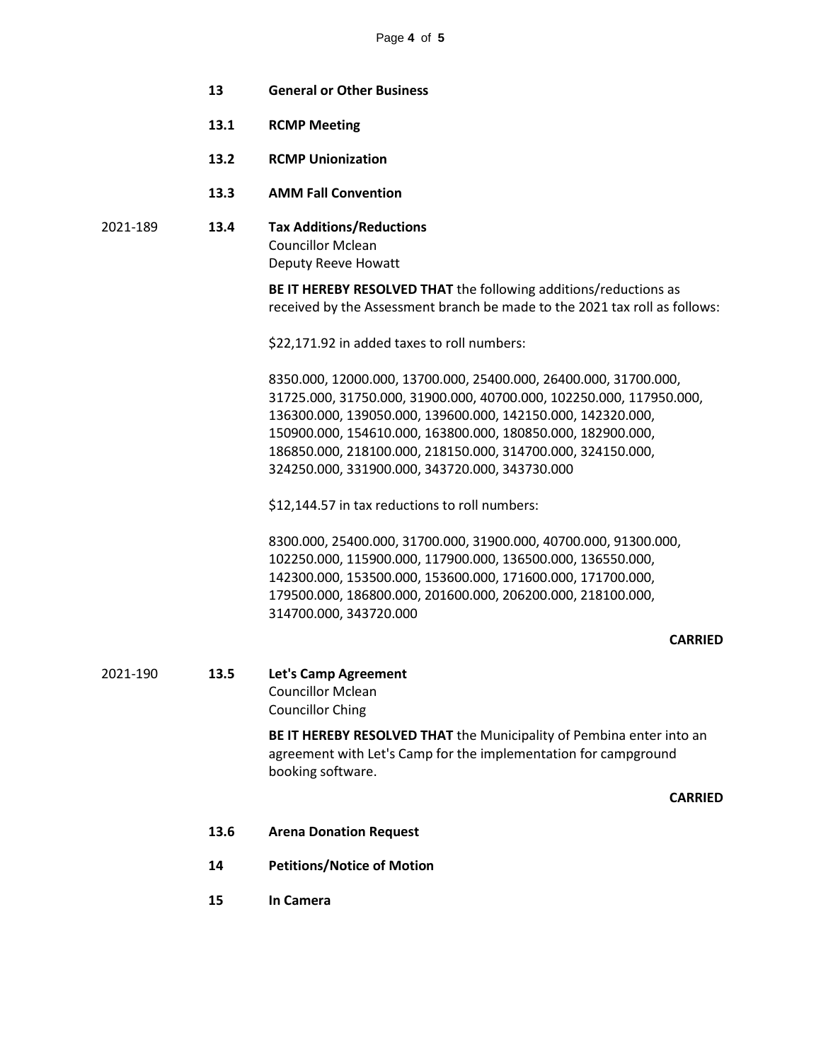**13 General or Other Business**

**13.1 RCMP Meeting**

**13.2 RCMP Unionization**

**13.3 AMM Fall Convention**

2021-189 **13.4 Tax Additions/Reductions**
Councillor Mclean
Deputy Reeve Howatt

**BE IT HEREBY RESOLVED THAT** the following additions/reductions as received by the Assessment branch be made to the 2021 tax roll as follows:

$22,171.92 in added taxes to roll numbers:

8350.000, 12000.000, 13700.000, 25400.000, 26400.000, 31700.000, 31725.000, 31750.000, 31900.000, 40700.000, 102250.000, 117950.000, 136300.000, 139050.000, 139600.000, 142150.000, 142320.000, 150900.000, 154610.000, 163800.000, 180850.000, 182900.000, 186850.000, 218100.000, 218150.000, 314700.000, 324150.000, 324250.000, 331900.000, 343720.000, 343730.000

$12,144.57 in tax reductions to roll numbers:

8300.000, 25400.000, 31700.000, 31900.000, 40700.000, 91300.000, 102250.000, 115900.000, 117900.000, 136500.000, 136550.000, 142300.000, 153500.000, 153600.000, 171600.000, 171700.000, 179500.000, 186800.000, 201600.000, 206200.000, 218100.000, 314700.000, 343720.000

**CARRIED**

2021-190 **13.5 Let's Camp Agreement**
Councillor Mclean
Councillor Ching

**BE IT HEREBY RESOLVED THAT** the Municipality of Pembina enter into an agreement with Let's Camp for the implementation for campground booking software.

**CARRIED**

**13.6 Arena Donation Request**

**14 Petitions/Notice of Motion**

**15 In Camera**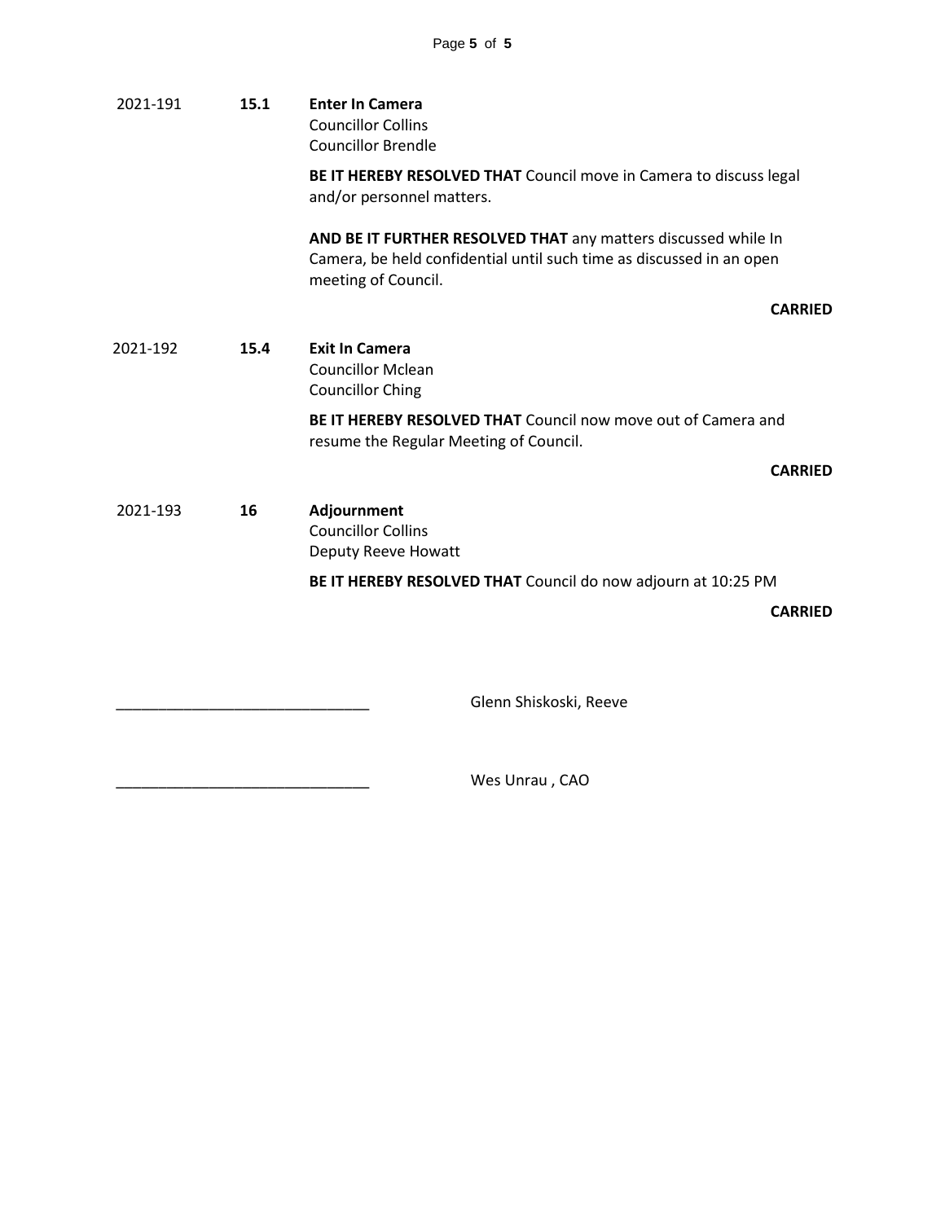2021-191 **15.1** **Enter In Camera**
Councillor Collins
Councillor Brendle

**BE IT HEREBY RESOLVED THAT** Council move in Camera to discuss legal and/or personnel matters.

**AND BE IT FURTHER RESOLVED THAT** any matters discussed while In Camera, be held confidential until such time as discussed in an open meeting of Council.

**CARRIED**

2021-192 **15.4** **Exit In Camera**
Councillor Mclean
Councillor Ching

**BE IT HEREBY RESOLVED THAT** Council now move out of Camera and resume the Regular Meeting of Council.

**CARRIED**

2021-193 **16** **Adjournment**
Councillor Collins
Deputy Reeve Howatt

**BE IT HEREBY RESOLVED THAT** Council do now adjourn at 10:25 PM

**CARRIED**

_____________________________ Glenn Shiskoski, Reeve

_____________________________ Wes Unrau , CAO